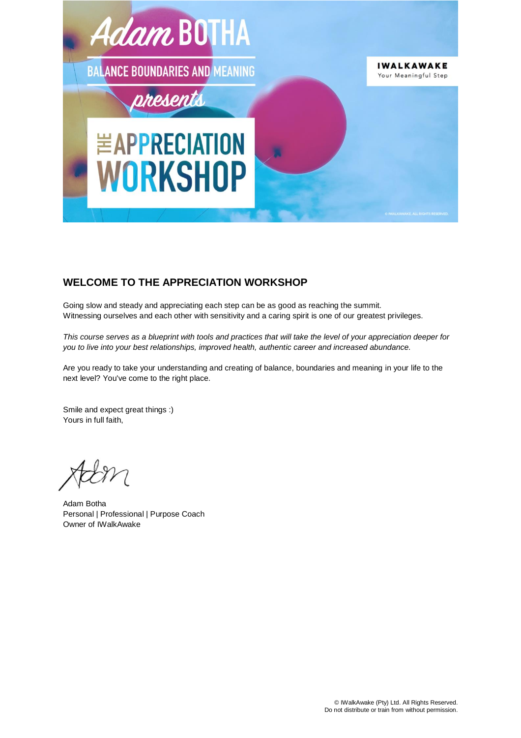# WELCOME TO THE APPRECIATION WORKSHOP

Going slow and steady and appreciating each step can be as good as reaching the summit.
Witnessing ourselves and each other with sensitivity and a caring spirit is one of our greatest privileges.

*This course serves as a blueprint with tools and practices that will take the level of your appreciation deeper for you to live into your best relationships, improved health, authentic career and increased abundance.*

Are you ready to take your understanding and creating of balance, boundaries and meaning in your life to the next level? You've come to the right place.

Smile and expect great things :)
Yours in full faith,

Adam

Adam Botha
Personal | Professional | Purpose Coach
Owner of IWalkAwake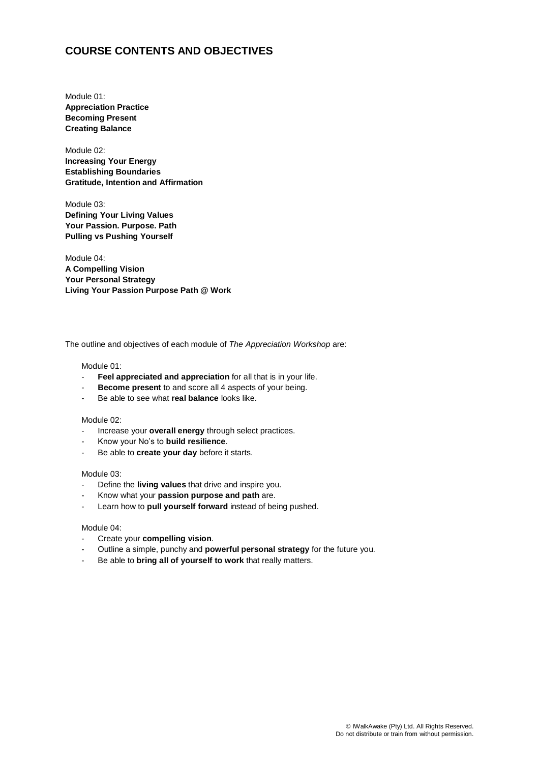## COURSE CONTENTS AND OBJECTIVES

Module 01:
**Appreciation Practice**
**Becoming Present**
**Creating Balance**

Module 02:
**Increasing Your Energy**
**Establishing Boundaries**
**Gratitude, Intention and Affirmation**

Module 03:
**Defining Your Living Values**
**Your Passion. Purpose. Path**
**Pulling vs Pushing Yourself**

Module 04:
**A Compelling Vision**
**Your Personal Strategy**
**Living Your Passion Purpose Path @ Work**

The outline and objectives of each module of *The Appreciation Workshop* are:

Module 01:
- **Feel appreciated and appreciation** for all that is in your life.
- **Become present** to and score all 4 aspects of your being.
- Be able to see what **real balance** looks like.

Module 02:
- Increase your **overall energy** through select practices.
- Know your No's to **build resilience**.
- Be able to **create your day** before it starts.

Module 03:
- Define the **living values** that drive and inspire you.
- Know what your **passion purpose and path** are.
- Learn how to **pull yourself forward** instead of being pushed.

Module 04:
- Create your **compelling vision**.
- Outline a simple, punchy and **powerful personal strategy** for the future you.
- Be able to **bring all of yourself to work** that really matters.

© IWalkAwake (Pty) Ltd. All Rights Reserved.
Do not distribute or train from without permission.